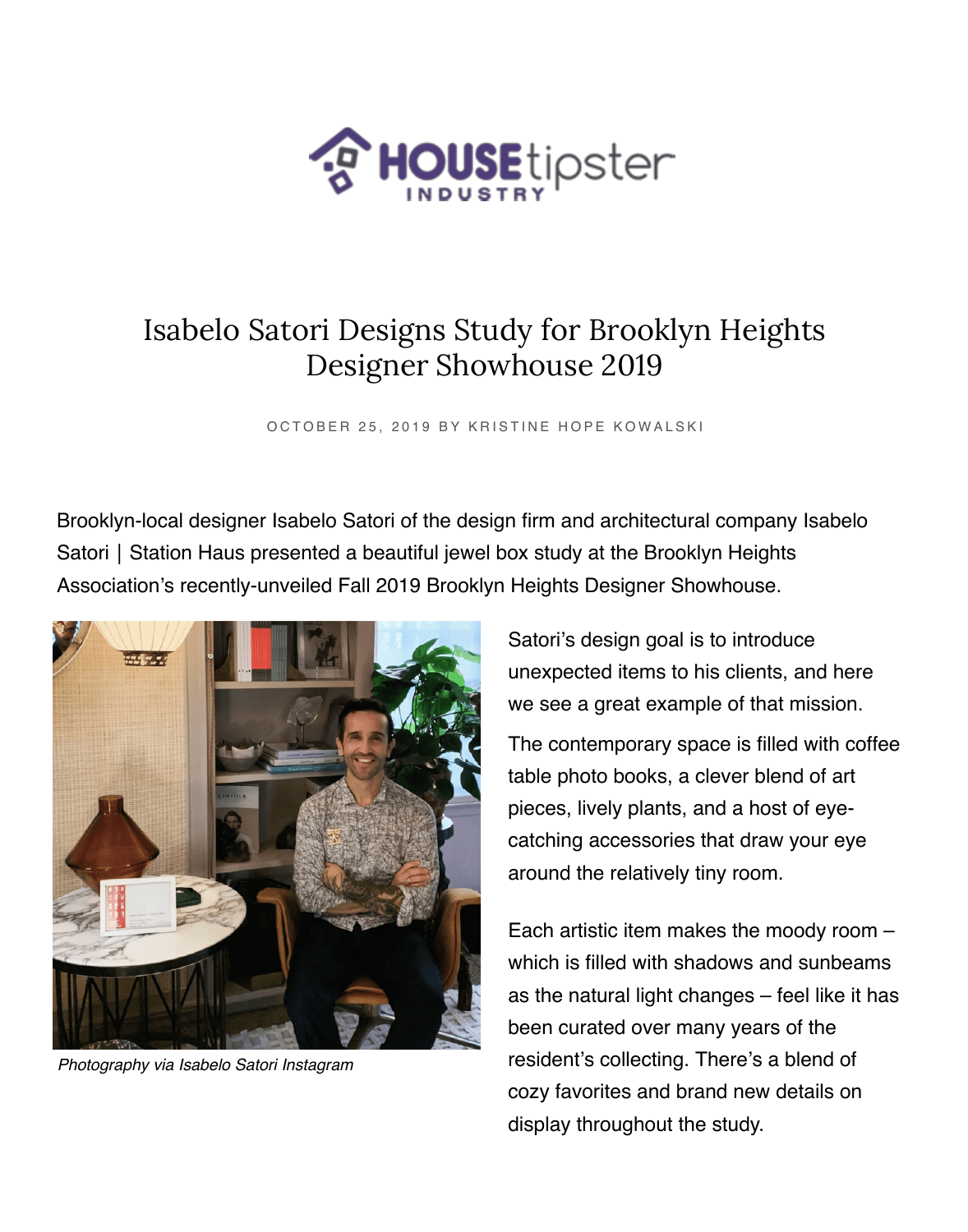# Isabelo Satori Designs Study for Brooklyn Heights Designer Showhouse 2019

OCTOBER 25, 2019 BY KRISTINE HOPE KOWALSKI

Brooklyn-local designer Isabelo Satori of the design firm and architectural company Isabelo Satori | Station Haus presented a beautiful jewel box study at the Brooklyn Heights Association's recently-unveiled Fall 2019 Brooklyn Heights Designer Showhouse.

*Photography via Isabelo Satori Instagram*

Satori's design goal is to introduce unexpected items to his clients, and here we see a great example of that mission.

The contemporary space is filled with coffee table photo books, a clever blend of art pieces, lively plants, and a host of eye-catching accessories that draw your eye around the relatively tiny room.

Each artistic item makes the moody room – which is filled with shadows and sunbeams as the natural light changes – feel like it has been curated over many years of the resident's collecting. There's a blend of cozy favorites and brand new details on display throughout the study.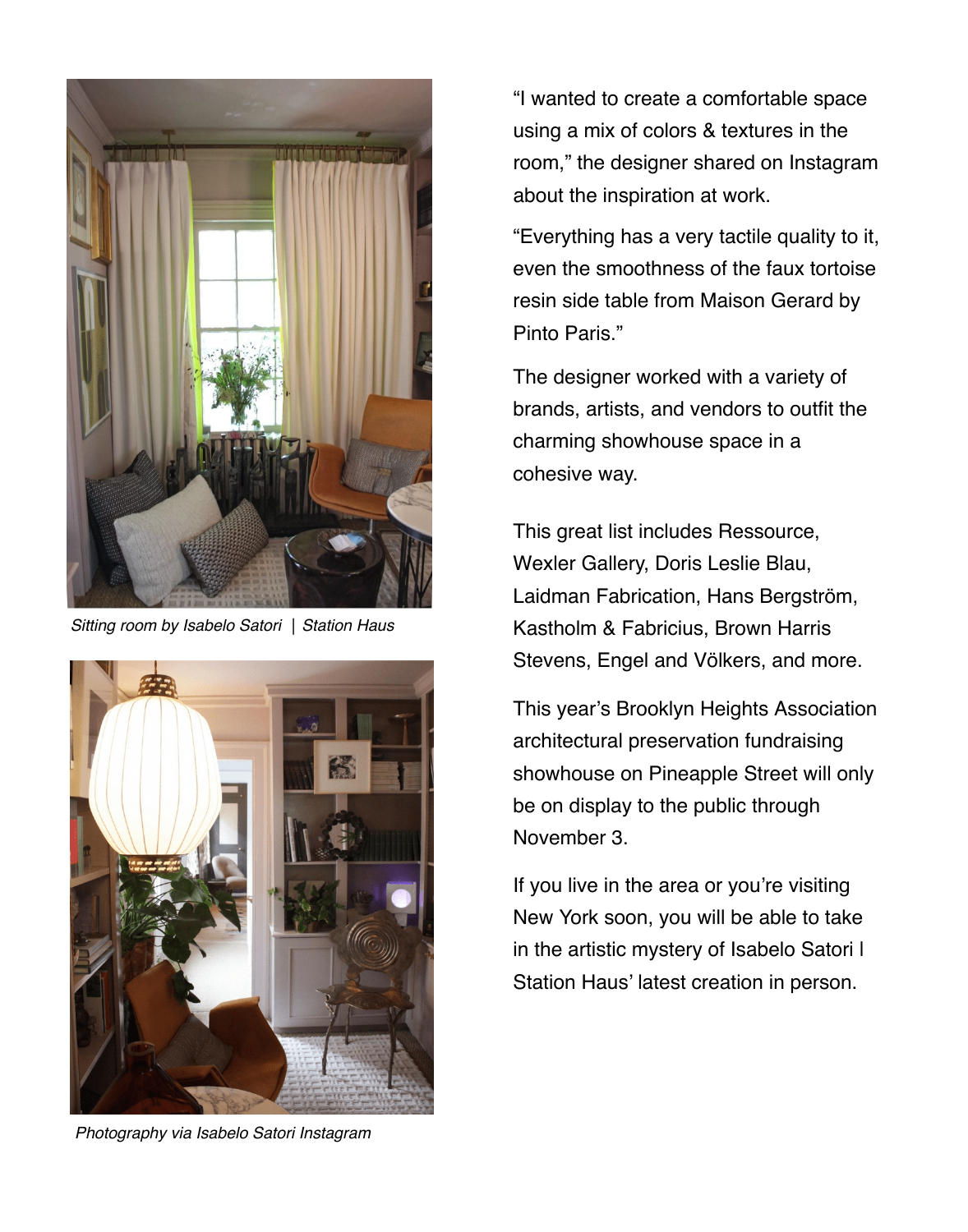*Sitting room by Isabelo Satori | Station Haus*

*Photography via Isabelo Satori Instagram*

“I wanted to create a comfortable space using a mix of colors & textures in the room,” the designer shared on Instagram about the inspiration at work.

“Everything has a very tactile quality to it, even the smoothness of the faux tortoise resin side table from Maison Gerard by Pinto Paris.”

The designer worked with a variety of brands, artists, and vendors to outfit the charming showhouse space in a cohesive way.

This great list includes Ressource, Wexler Gallery, Doris Leslie Blau, Laidman Fabrication, Hans Bergström, Kastholm & Fabricius, Brown Harris Stevens, Engel and Völkers, and more.

This year’s Brooklyn Heights Association architectural preservation fundraising showhouse on Pineapple Street will only be on display to the public through November 3.

If you live in the area or you’re visiting New York soon, you will be able to take in the artistic mystery of Isabelo Satori I Station Haus’ latest creation in person.